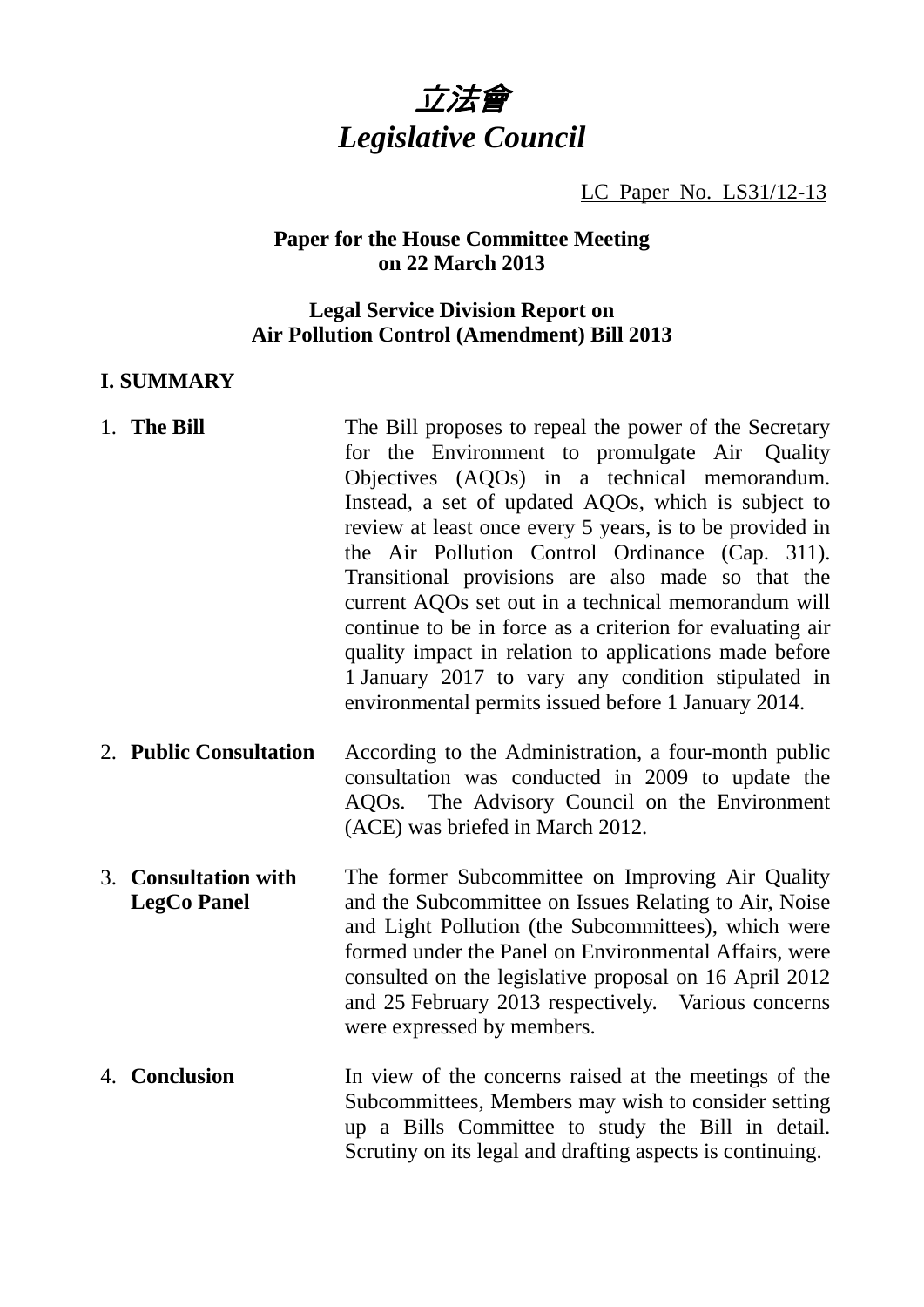# *立法會*
# *Legislative Council*

LC Paper No. LS31/12-13

**Paper for the House Committee Meeting on 22 March 2013**

**Legal Service Division Report on Air Pollution Control (Amendment) Bill 2013**

## I. SUMMARY

1. **The Bill**

   The Bill proposes to repeal the power of the Secretary for the Environment to promulgate Air Quality Objectives (AQOs) in a technical memorandum. Instead, a set of updated AQOs, which is subject to review at least once every 5 years, is to be provided in the Air Pollution Control Ordinance (Cap. 311). Transitional provisions are also made so that the current AQOs set out in a technical memorandum will continue to be in force as a criterion for evaluating air quality impact in relation to applications made before 1 January 2017 to vary any condition stipulated in environmental permits issued before 1 January 2014.

2. **Public Consultation**

   According to the Administration, a four-month public consultation was conducted in 2009 to update the AQOs. The Advisory Council on the Environment (ACE) was briefed in March 2012.

3. **Consultation with LegCo Panel**

   The former Subcommittee on Improving Air Quality and the Subcommittee on Issues Relating to Air, Noise and Light Pollution (the Subcommittees), which were formed under the Panel on Environmental Affairs, were consulted on the legislative proposal on 16 April 2012 and 25 February 2013 respectively. Various concerns were expressed by members.

4. **Conclusion**

   In view of the concerns raised at the meetings of the Subcommittees, Members may wish to consider setting up a Bills Committee to study the Bill in detail. Scrutiny on its legal and drafting aspects is continuing.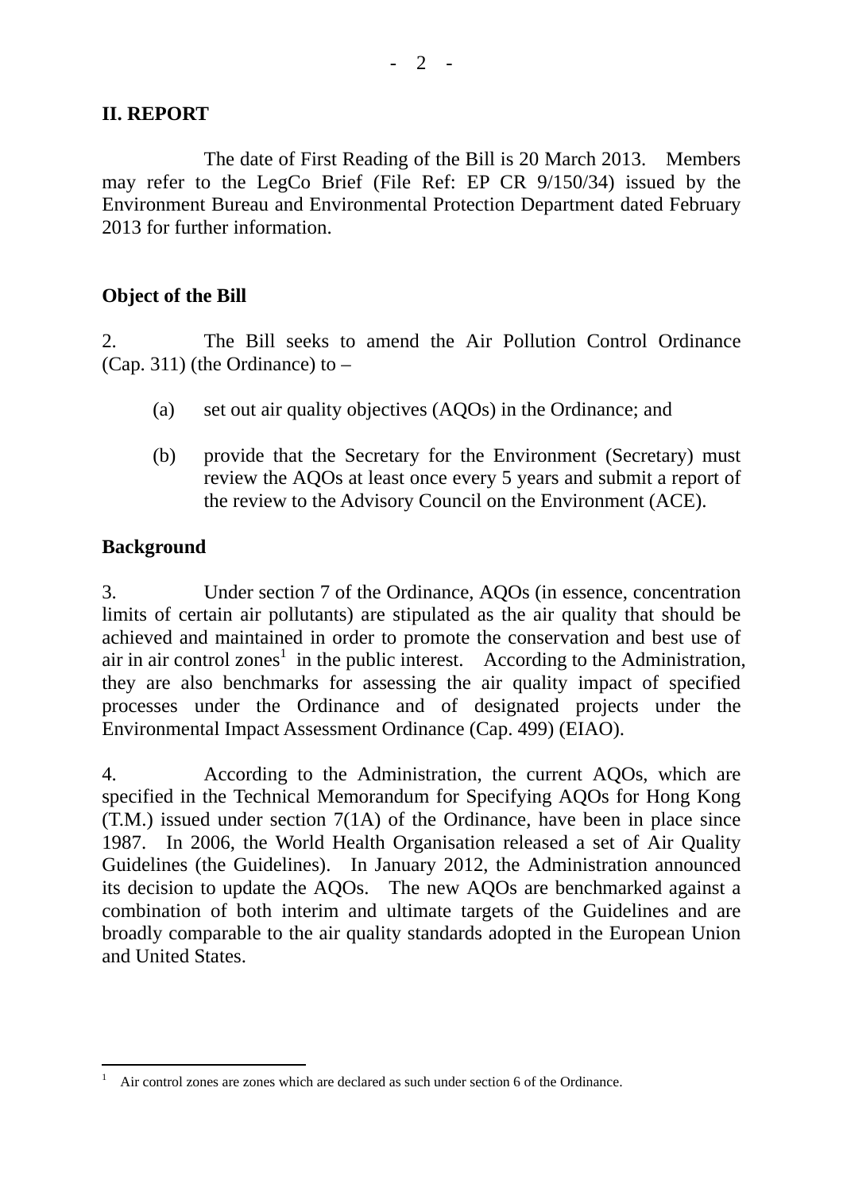## II. REPORT

The date of First Reading of the Bill is 20 March 2013. Members may refer to the LegCo Brief (File Ref: EP CR 9/150/34) issued by the Environment Bureau and Environmental Protection Department dated February 2013 for further information.

### Object of the Bill

2. The Bill seeks to amend the Air Pollution Control Ordinance (Cap. 311) (the Ordinance) to –

(a) set out air quality objectives (AQOs) in the Ordinance; and

(b) provide that the Secretary for the Environment (Secretary) must review the AQOs at least once every 5 years and submit a report of the review to the Advisory Council on the Environment (ACE).

### Background

3. Under section 7 of the Ordinance, AQOs (in essence, concentration limits of certain air pollutants) are stipulated as the air quality that should be achieved and maintained in order to promote the conservation and best use of air in air control zones[1] in the public interest. According to the Administration, they are also benchmarks for assessing the air quality impact of specified processes under the Ordinance and of designated projects under the Environmental Impact Assessment Ordinance (Cap. 499) (EIAO).

4. According to the Administration, the current AQOs, which are specified in the Technical Memorandum for Specifying AQOs for Hong Kong (T.M.) issued under section 7(1A) of the Ordinance, have been in place since 1987. In 2006, the World Health Organisation released a set of Air Quality Guidelines (the Guidelines). In January 2012, the Administration announced its decision to update the AQOs. The new AQOs are benchmarked against a combination of both interim and ultimate targets of the Guidelines and are broadly comparable to the air quality standards adopted in the European Union and United States.

---

[1] Air control zones are zones which are declared as such under section 6 of the Ordinance.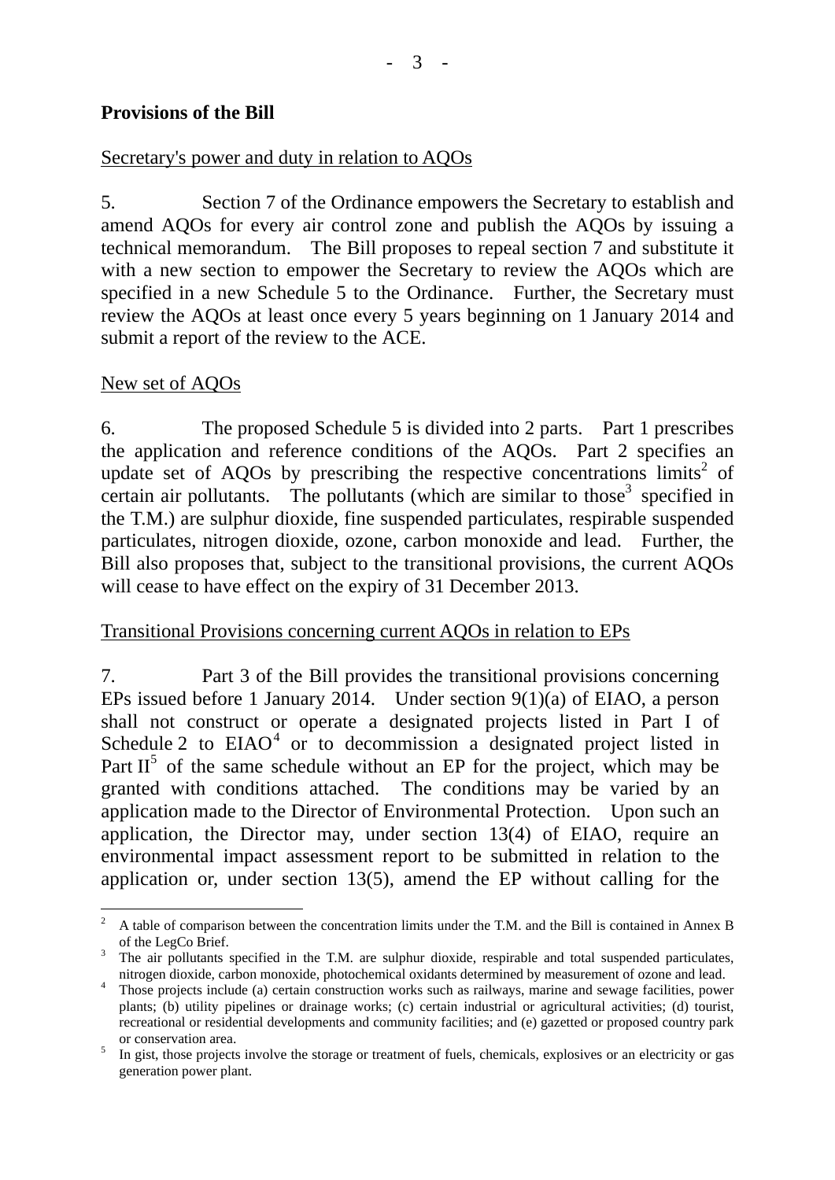**Provisions of the Bill**

Secretary's power and duty in relation to AQOs

5. Section 7 of the Ordinance empowers the Secretary to establish and amend AQOs for every air control zone and publish the AQOs by issuing a technical memorandum. The Bill proposes to repeal section 7 and substitute it with a new section to empower the Secretary to review the AQOs which are specified in a new Schedule 5 to the Ordinance. Further, the Secretary must review the AQOs at least once every 5 years beginning on 1 January 2014 and submit a report of the review to the ACE.

New set of AQOs

6. The proposed Schedule 5 is divided into 2 parts. Part 1 prescribes the application and reference conditions of the AQOs. Part 2 specifies an update set of AQOs by prescribing the respective concentrations limits[2] of certain air pollutants. The pollutants (which are similar to those[3] specified in the T.M.) are sulphur dioxide, fine suspended particulates, respirable suspended particulates, nitrogen dioxide, ozone, carbon monoxide and lead. Further, the Bill also proposes that, subject to the transitional provisions, the current AQOs will cease to have effect on the expiry of 31 December 2013.

Transitional Provisions concerning current AQOs in relation to EPs

7. Part 3 of the Bill provides the transitional provisions concerning EPs issued before 1 January 2014. Under section 9(1)(a) of EIAO, a person shall not construct or operate a designated projects listed in Part I of Schedule 2 to EIAO[4] or to decommission a designated project listed in Part II[5] of the same schedule without an EP for the project, which may be granted with conditions attached. The conditions may be varied by an application made to the Director of Environmental Protection. Upon such an application, the Director may, under section 13(4) of EIAO, require an environmental impact assessment report to be submitted in relation to the application or, under section 13(5), amend the EP without calling for the

---

[2] A table of comparison between the concentration limits under the T.M. and the Bill is contained in Annex B of the LegCo Brief.

[3] The air pollutants specified in the T.M. are sulphur dioxide, respirable and total suspended particulates, nitrogen dioxide, carbon monoxide, photochemical oxidants determined by measurement of ozone and lead.

[4] Those projects include (a) certain construction works such as railways, marine and sewage facilities, power plants; (b) utility pipelines or drainage works; (c) certain industrial or agricultural activities; (d) tourist, recreational or residential developments and community facilities; and (e) gazetted or proposed country park or conservation area.

[5] In gist, those projects involve the storage or treatment of fuels, chemicals, explosives or an electricity or gas generation power plant.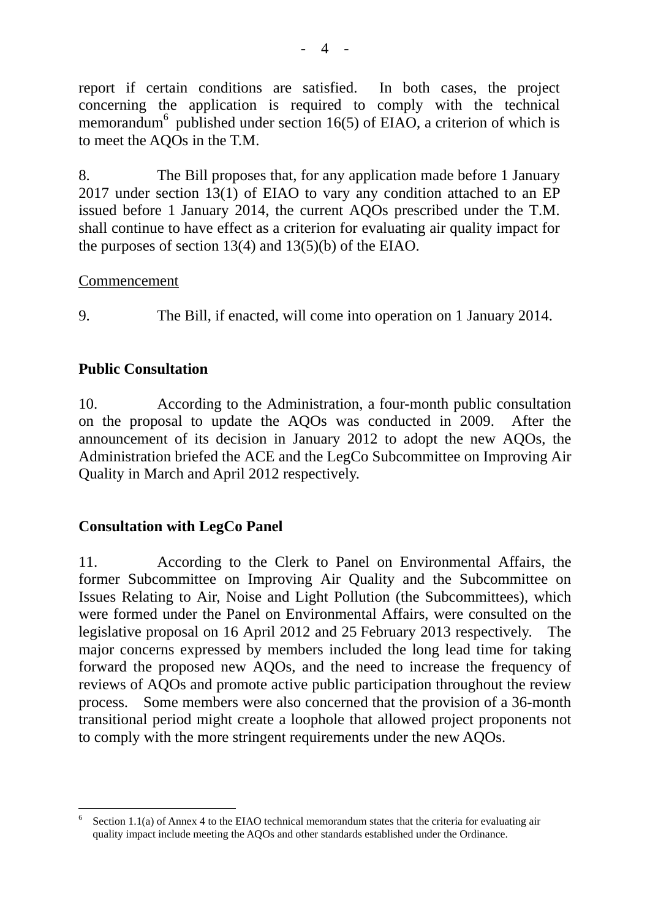report if certain conditions are satisfied. In both cases, the project concerning the application is required to comply with the technical memorandum[6] published under section 16(5) of EIAO, a criterion of which is to meet the AQOs in the T.M.

8. The Bill proposes that, for any application made before 1 January 2017 under section 13(1) of EIAO to vary any condition attached to an EP issued before 1 January 2014, the current AQOs prescribed under the T.M. shall continue to have effect as a criterion for evaluating air quality impact for the purposes of section 13(4) and 13(5)(b) of the EIAO.

Commencement

9. The Bill, if enacted, will come into operation on 1 January 2014.

**Public Consultation**

10. According to the Administration, a four-month public consultation on the proposal to update the AQOs was conducted in 2009. After the announcement of its decision in January 2012 to adopt the new AQOs, the Administration briefed the ACE and the LegCo Subcommittee on Improving Air Quality in March and April 2012 respectively.

**Consultation with LegCo Panel**

11. According to the Clerk to Panel on Environmental Affairs, the former Subcommittee on Improving Air Quality and the Subcommittee on Issues Relating to Air, Noise and Light Pollution (the Subcommittees), which were formed under the Panel on Environmental Affairs, were consulted on the legislative proposal on 16 April 2012 and 25 February 2013 respectively. The major concerns expressed by members included the long lead time for taking forward the proposed new AQOs, and the need to increase the frequency of reviews of AQOs and promote active public participation throughout the review process. Some members were also concerned that the provision of a 36-month transitional period might create a loophole that allowed project proponents not to comply with the more stringent requirements under the new AQOs.

[6] Section 1.1(a) of Annex 4 to the EIAO technical memorandum states that the criteria for evaluating air quality impact include meeting the AQOs and other standards established under the Ordinance.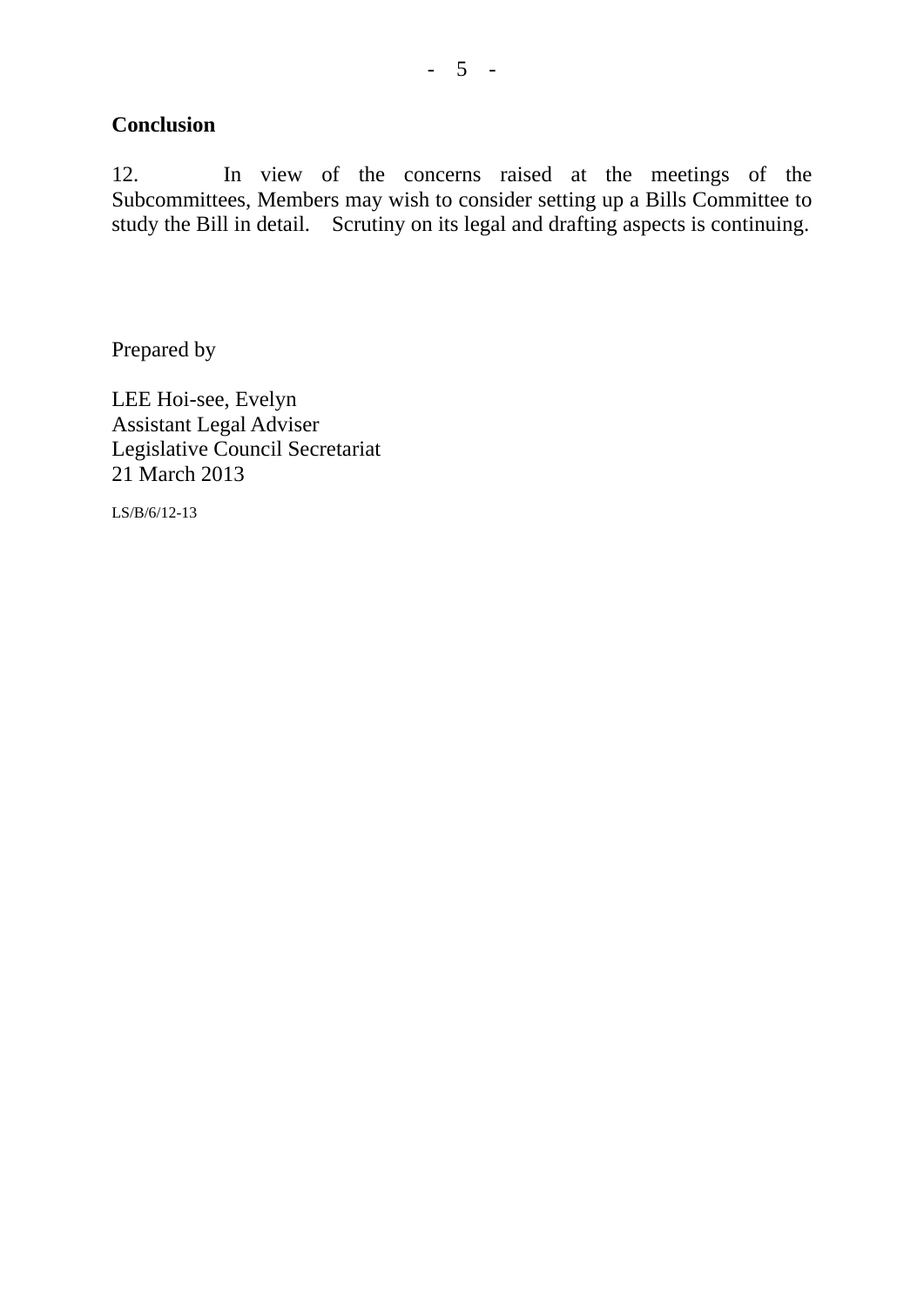**Conclusion**

12. In view of the concerns raised at the meetings of the Subcommittees, Members may wish to consider setting up a Bills Committee to study the Bill in detail. Scrutiny on its legal and drafting aspects is continuing.

Prepared by

LEE Hoi-see, Evelyn
Assistant Legal Adviser
Legislative Council Secretariat
21 March 2013

LS/B/6/12-13